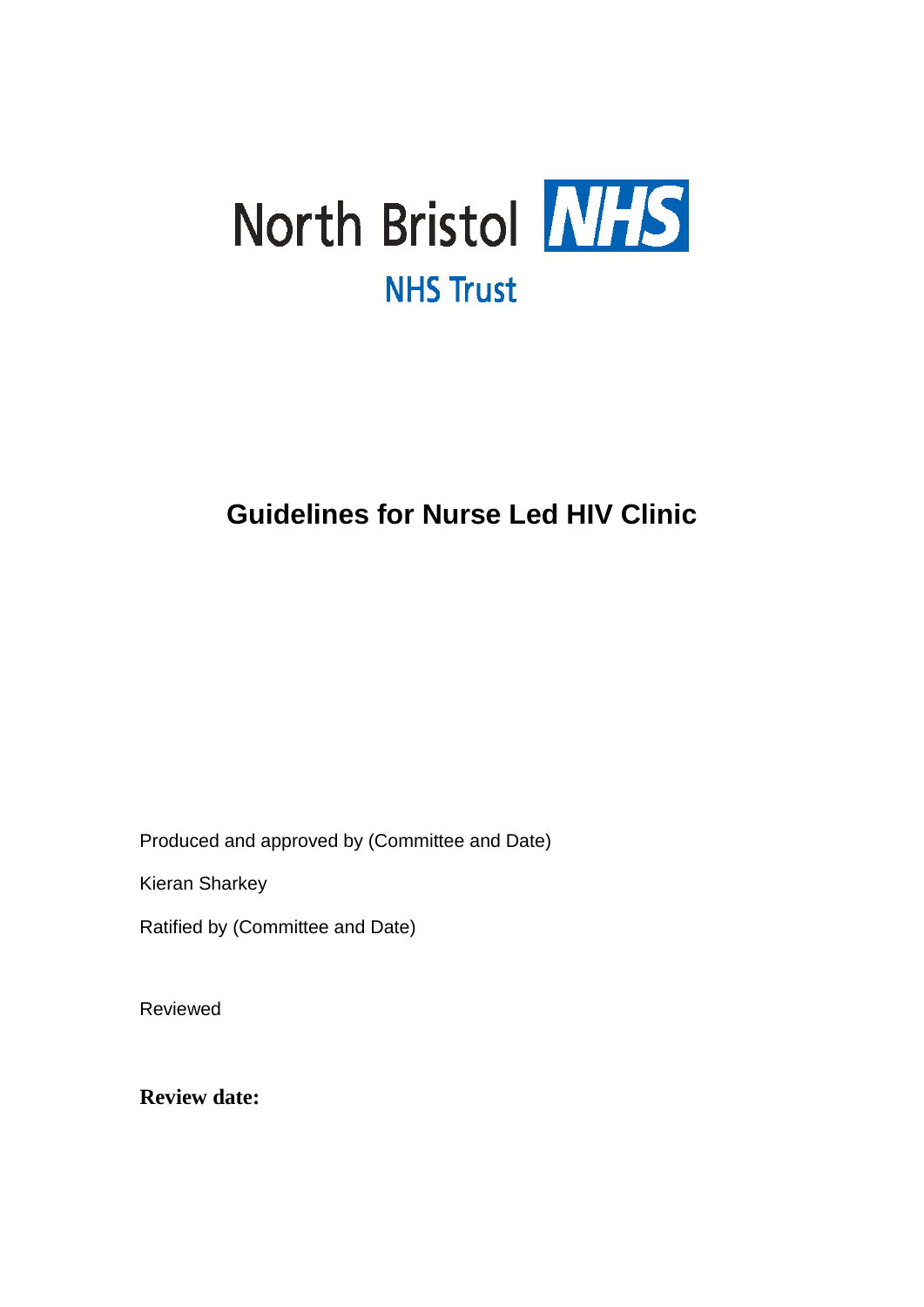North Bristol NHS

NHS Trust

# Guidelines for Nurse Led HIV Clinic

Produced and approved by (Committee and Date)

Kieran Sharkey

Ratified by (Committee and Date)

Reviewed

**Review date:**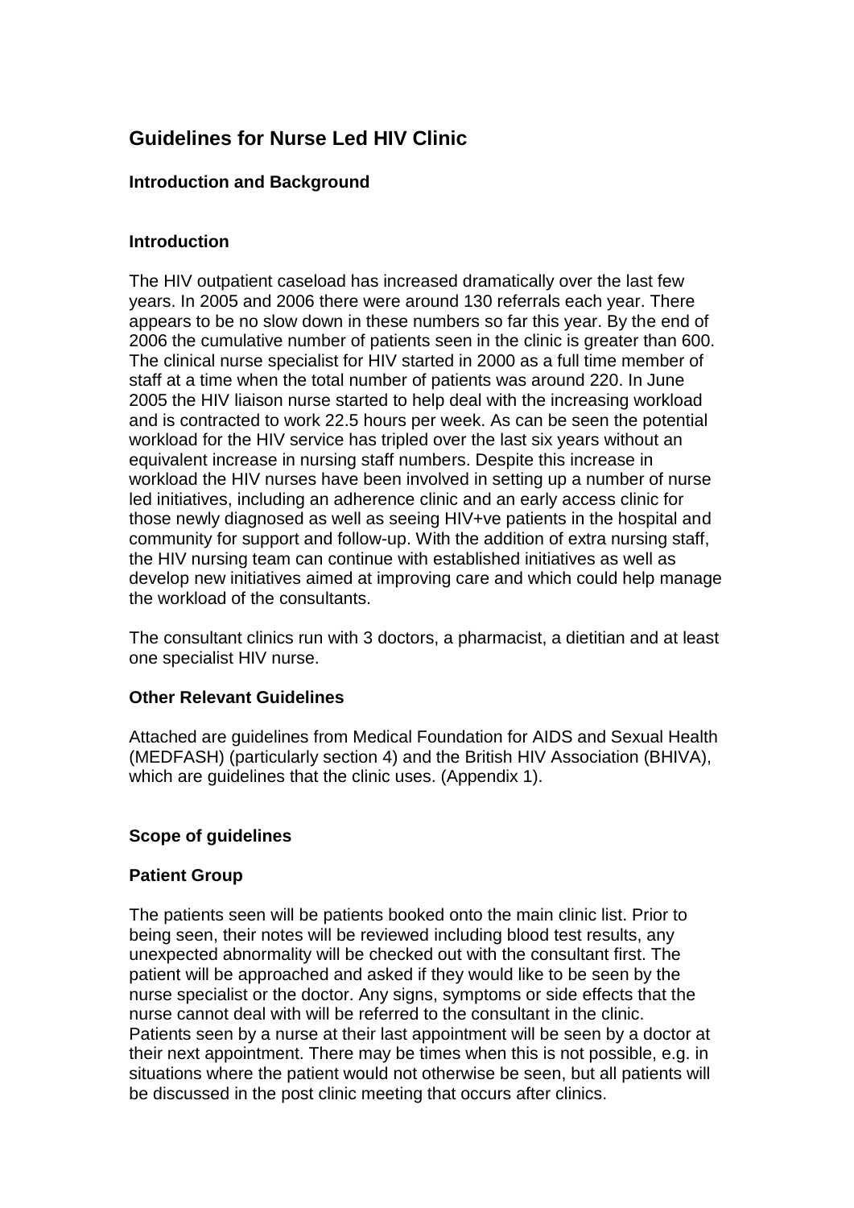# Guidelines for Nurse Led HIV Clinic

## Introduction and Background

### Introduction

The HIV outpatient caseload has increased dramatically over the last few years. In 2005 and 2006 there were around 130 referrals each year. There appears to be no slow down in these numbers so far this year. By the end of 2006 the cumulative number of patients seen in the clinic is greater than 600. The clinical nurse specialist for HIV started in 2000 as a full time member of staff at a time when the total number of patients was around 220. In June 2005 the HIV liaison nurse started to help deal with the increasing workload and is contracted to work 22.5 hours per week. As can be seen the potential workload for the HIV service has tripled over the last six years without an equivalent increase in nursing staff numbers. Despite this increase in workload the HIV nurses have been involved in setting up a number of nurse led initiatives, including an adherence clinic and an early access clinic for those newly diagnosed as well as seeing HIV+ve patients in the hospital and community for support and follow-up. With the addition of extra nursing staff, the HIV nursing team can continue with established initiatives as well as develop new initiatives aimed at improving care and which could help manage the workload of the consultants.

The consultant clinics run with 3 doctors, a pharmacist, a dietitian and at least one specialist HIV nurse.

### Other Relevant Guidelines

Attached are guidelines from Medical Foundation for AIDS and Sexual Health (MEDFASH) (particularly section 4) and the British HIV Association (BHIVA), which are guidelines that the clinic uses. (Appendix 1).

## Scope of guidelines

### Patient Group

The patients seen will be patients booked onto the main clinic list. Prior to being seen, their notes will be reviewed including blood test results, any unexpected abnormality will be checked out with the consultant first. The patient will be approached and asked if they would like to be seen by the nurse specialist or the doctor. Any signs, symptoms or side effects that the nurse cannot deal with will be referred to the consultant in the clinic. Patients seen by a nurse at their last appointment will be seen by a doctor at their next appointment. There may be times when this is not possible, e.g. in situations where the patient would not otherwise be seen, but all patients will be discussed in the post clinic meeting that occurs after clinics.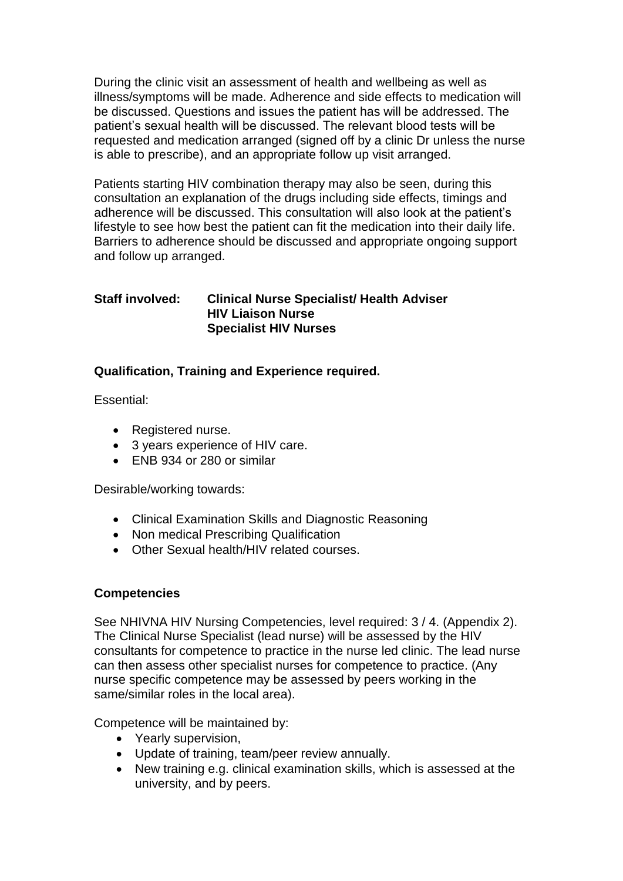During the clinic visit an assessment of health and wellbeing as well as illness/symptoms will be made. Adherence and side effects to medication will be discussed. Questions and issues the patient has will be addressed. The patient's sexual health will be discussed. The relevant blood tests will be requested and medication arranged (signed off by a clinic Dr unless the nurse is able to prescribe), and an appropriate follow up visit arranged.

Patients starting HIV combination therapy may also be seen, during this consultation an explanation of the drugs including side effects, timings and adherence will be discussed. This consultation will also look at the patient's lifestyle to see how best the patient can fit the medication into their daily life. Barriers to adherence should be discussed and appropriate ongoing support and follow up arranged.

**Staff involved:** **Clinical Nurse Specialist/ Health Adviser**
**HIV Liaison Nurse**
**Specialist HIV Nurses**

**Qualification, Training and Experience required.**

Essential:

- Registered nurse.
- 3 years experience of HIV care.
- ENB 934 or 280 or similar

Desirable/working towards:

- Clinical Examination Skills and Diagnostic Reasoning
- Non medical Prescribing Qualification
- Other Sexual health/HIV related courses.

**Competencies**

See NHIVNA HIV Nursing Competencies, level required: 3 / 4. (Appendix 2). The Clinical Nurse Specialist (lead nurse) will be assessed by the HIV consultants for competence to practice in the nurse led clinic. The lead nurse can then assess other specialist nurses for competence to practice. (Any nurse specific competence may be assessed by peers working in the same/similar roles in the local area).

Competence will be maintained by:

- Yearly supervision,
- Update of training, team/peer review annually.
- New training e.g. clinical examination skills, which is assessed at the university, and by peers.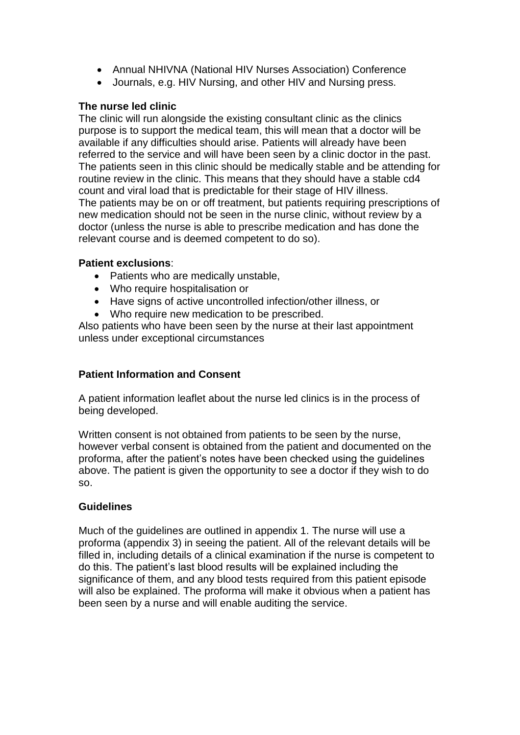- Annual NHIVNA (National HIV Nurses Association) Conference
- Journals, e.g. HIV Nursing, and other HIV and Nursing press.

**The nurse led clinic**

The clinic will run alongside the existing consultant clinic as the clinics purpose is to support the medical team, this will mean that a doctor will be available if any difficulties should arise. Patients will already have been referred to the service and will have been seen by a clinic doctor in the past. The patients seen in this clinic should be medically stable and be attending for routine review in the clinic. This means that they should have a stable cd4 count and viral load that is predictable for their stage of HIV illness.
The patients may be on or off treatment, but patients requiring prescriptions of new medication should not be seen in the nurse clinic, without review by a doctor (unless the nurse is able to prescribe medication and has done the relevant course and is deemed competent to do so).

**Patient exclusions**:

- Patients who are medically unstable,
- Who require hospitalisation or
- Have signs of active uncontrolled infection/other illness, or
- Who require new medication to be prescribed.

Also patients who have been seen by the nurse at their last appointment unless under exceptional circumstances

**Patient Information and Consent**

A patient information leaflet about the nurse led clinics is in the process of being developed.

Written consent is not obtained from patients to be seen by the nurse, however verbal consent is obtained from the patient and documented on the proforma, after the patient's notes have been checked using the guidelines above. The patient is given the opportunity to see a doctor if they wish to do so.

**Guidelines**

Much of the guidelines are outlined in appendix 1. The nurse will use a proforma (appendix 3) in seeing the patient. All of the relevant details will be filled in, including details of a clinical examination if the nurse is competent to do this. The patient's last blood results will be explained including the significance of them, and any blood tests required from this patient episode will also be explained. The proforma will make it obvious when a patient has been seen by a nurse and will enable auditing the service.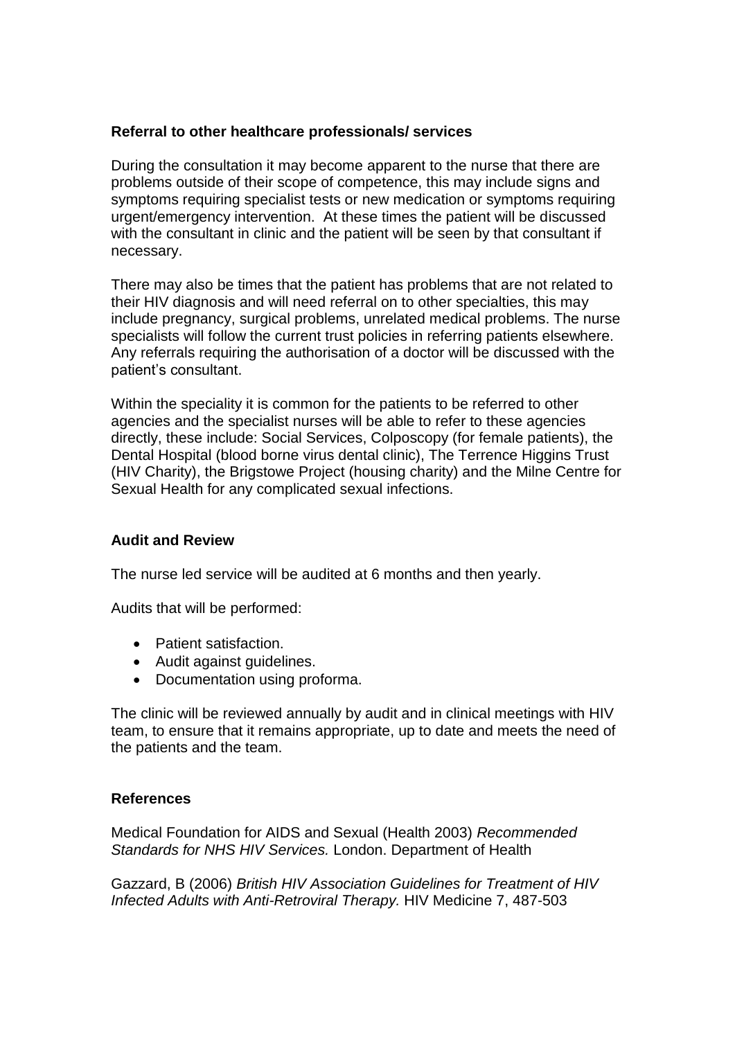### Referral to other healthcare professionals/ services

During the consultation it may become apparent to the nurse that there are problems outside of their scope of competence, this may include signs and symptoms requiring specialist tests or new medication or symptoms requiring urgent/emergency intervention. At these times the patient will be discussed with the consultant in clinic and the patient will be seen by that consultant if necessary.

There may also be times that the patient has problems that are not related to their HIV diagnosis and will need referral on to other specialties, this may include pregnancy, surgical problems, unrelated medical problems. The nurse specialists will follow the current trust policies in referring patients elsewhere. Any referrals requiring the authorisation of a doctor will be discussed with the patient's consultant.

Within the speciality it is common for the patients to be referred to other agencies and the specialist nurses will be able to refer to these agencies directly, these include: Social Services, Colposcopy (for female patients), the Dental Hospital (blood borne virus dental clinic), The Terrence Higgins Trust (HIV Charity), the Brigstowe Project (housing charity) and the Milne Centre for Sexual Health for any complicated sexual infections.

### Audit and Review

The nurse led service will be audited at 6 months and then yearly.

Audits that will be performed:

- Patient satisfaction.
- Audit against guidelines.
- Documentation using proforma.

The clinic will be reviewed annually by audit and in clinical meetings with HIV team, to ensure that it remains appropriate, up to date and meets the need of the patients and the team.

### References

Medical Foundation for AIDS and Sexual (Health 2003) *Recommended Standards for NHS HIV Services.* London. Department of Health

Gazzard, B (2006) *British HIV Association Guidelines for Treatment of HIV Infected Adults with Anti-Retroviral Therapy.* HIV Medicine 7, 487-503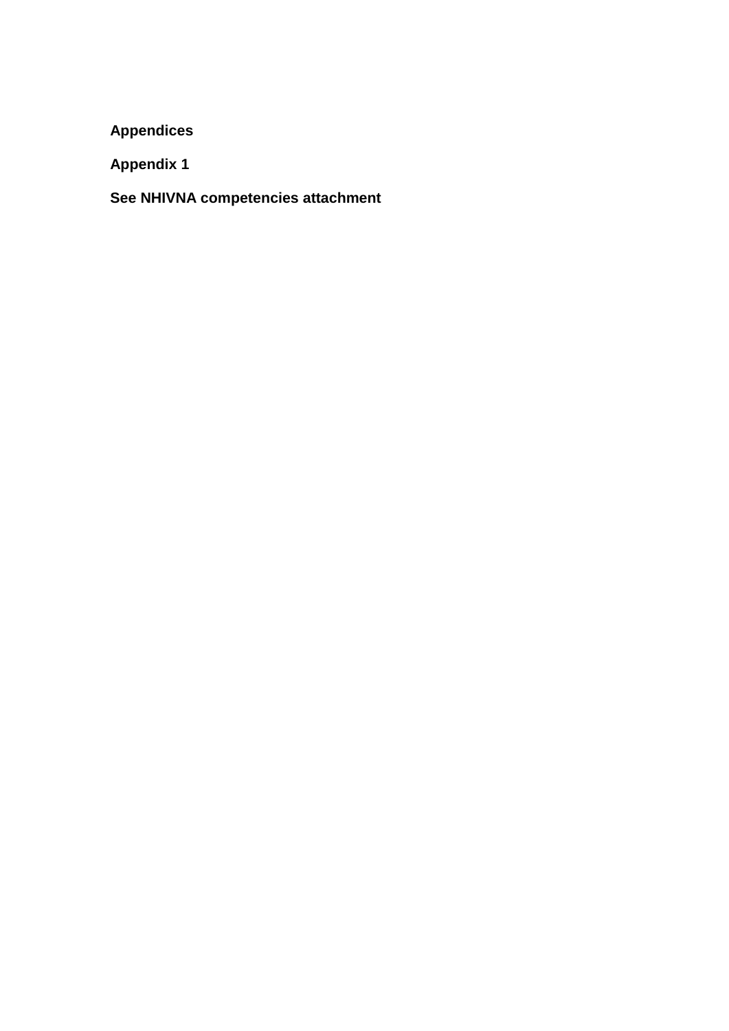## Appendices

### Appendix 1

**See NHIVNA competencies attachment**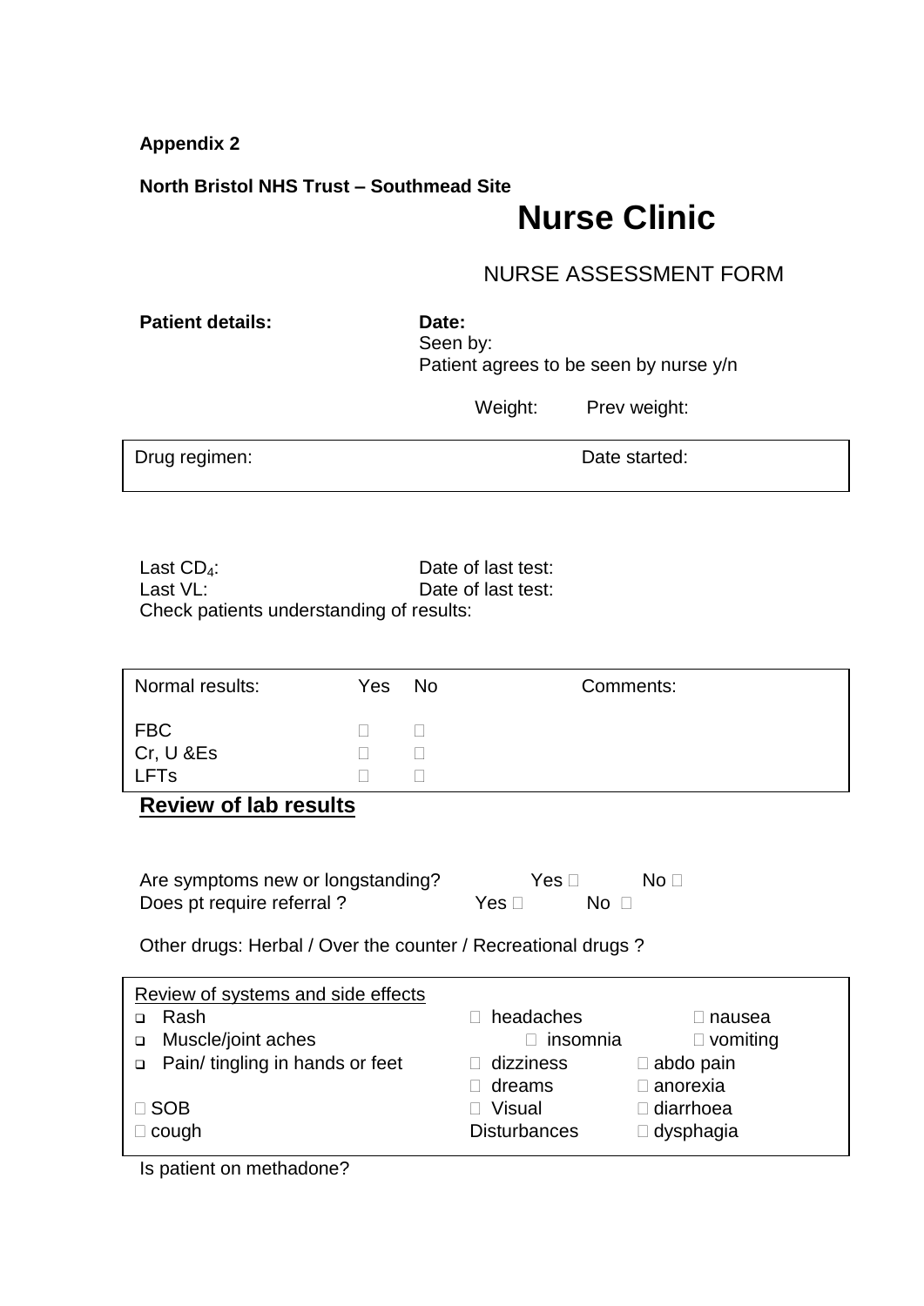**Appendix 2**

**North Bristol NHS Trust – Southmead Site**

# Nurse Clinic

NURSE ASSESSMENT FORM

**Patient details:**

**Date:**
Seen by:
Patient agrees to be seen by nurse y/n

Weight: Prev weight:

| Drug regimen: | Date started: |
|---|---|

Last $CD_4$: Date of last test:
Last VL: Date of last test:
Check patients understanding of results:

| Normal results: | Yes | No | Comments: |
|---|---|---|---|
| FBC | ☐ | ☐ | |
| Cr, U &Es | ☐ | ☐ | |
| LFTs | ☐ | ☐ | |

**Review of lab results**

Are symptoms new or longstanding? Yes ☐ No ☐
Does pt require referral ? Yes ☐ No ☐

Other drugs: Herbal / Over the counter / Recreational drugs ?

Review of systems and side effects

| | | |
|---|---|---|
| ❑ Rash | ☐ headaches | ☐ nausea |
| ❑ Muscle/joint aches | ☐ insomnia | ☐ vomiting |
| ❑ Pain/ tingling in hands or feet | ☐ dizziness | ☐ abdo pain |
| | ☐ dreams | ☐ anorexia |
| ☐ SOB | ☐ Visual Disturbances | ☐ diarrhoea |
| ☐ cough | | ☐ dysphagia |

Is patient on methadone?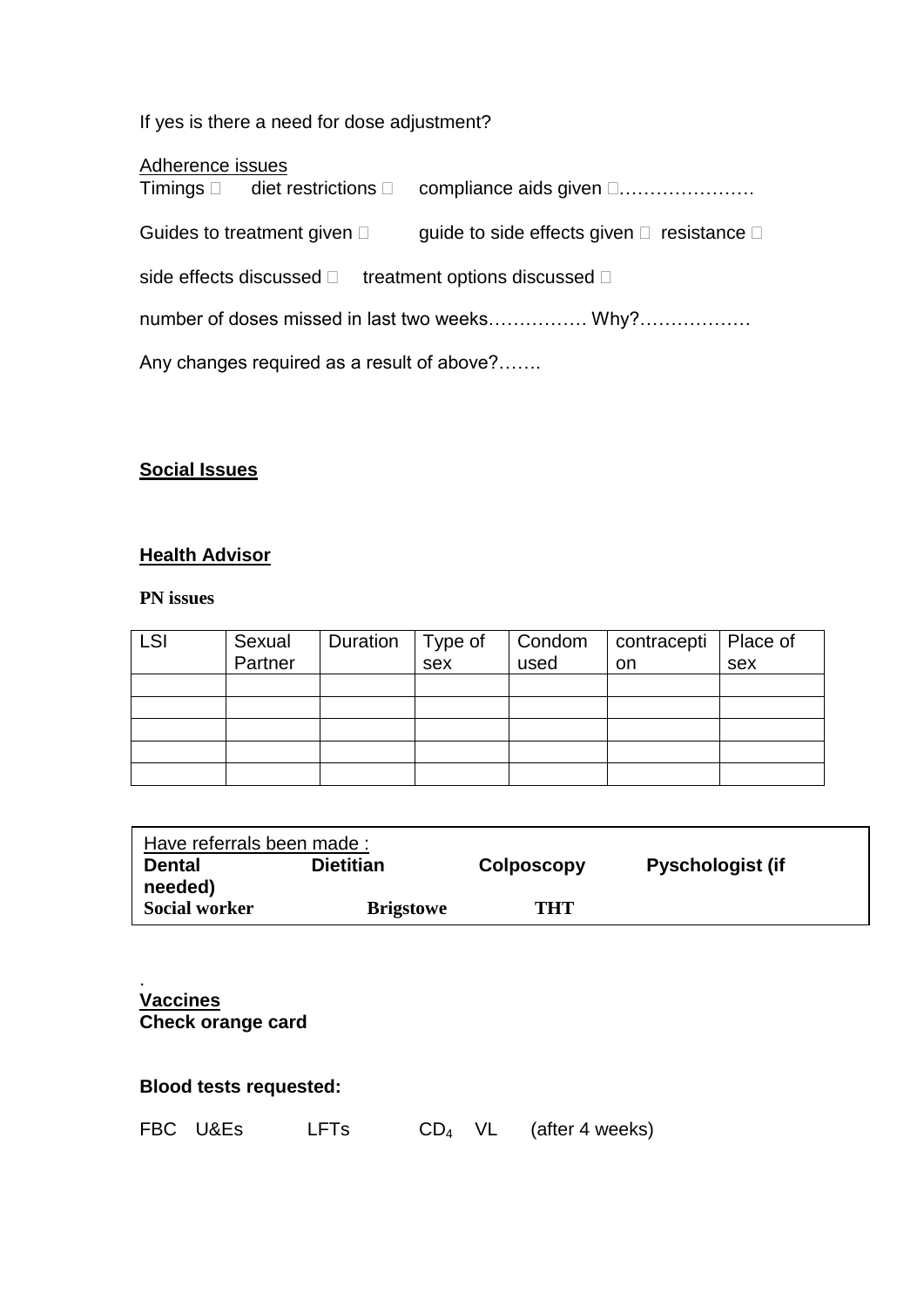If yes is there a need for dose adjustment?

Adherence issues

Timings □ diet restrictions □ compliance aids given □………………….

Guides to treatment given □ guide to side effects given □ resistance □

side effects discussed □ treatment options discussed □

number of doses missed in last two weeks…………… Why?………………

Any changes required as a result of above?…….

**Social Issues**

**Health Advisor**

**PN issues**

| LSI | Sexual Partner | Duration | Type of sex | Condom used | contraception | Place of sex |
|---|---|---|---|---|---|---|
| | | | | | | |
| | | | | | | |
| | | | | | | |
| | | | | | | |
| | | | | | | |

Have referrals been made :

**Dental** **Dietitian** **Colposcopy** **Pyschologist (if needed)**

**Social worker** **Brigstowe** **THT**

.

**Vaccines**

**Check orange card**

**Blood tests requested:**

FBC U&Es LFTs $CD_4$ VL (after 4 weeks)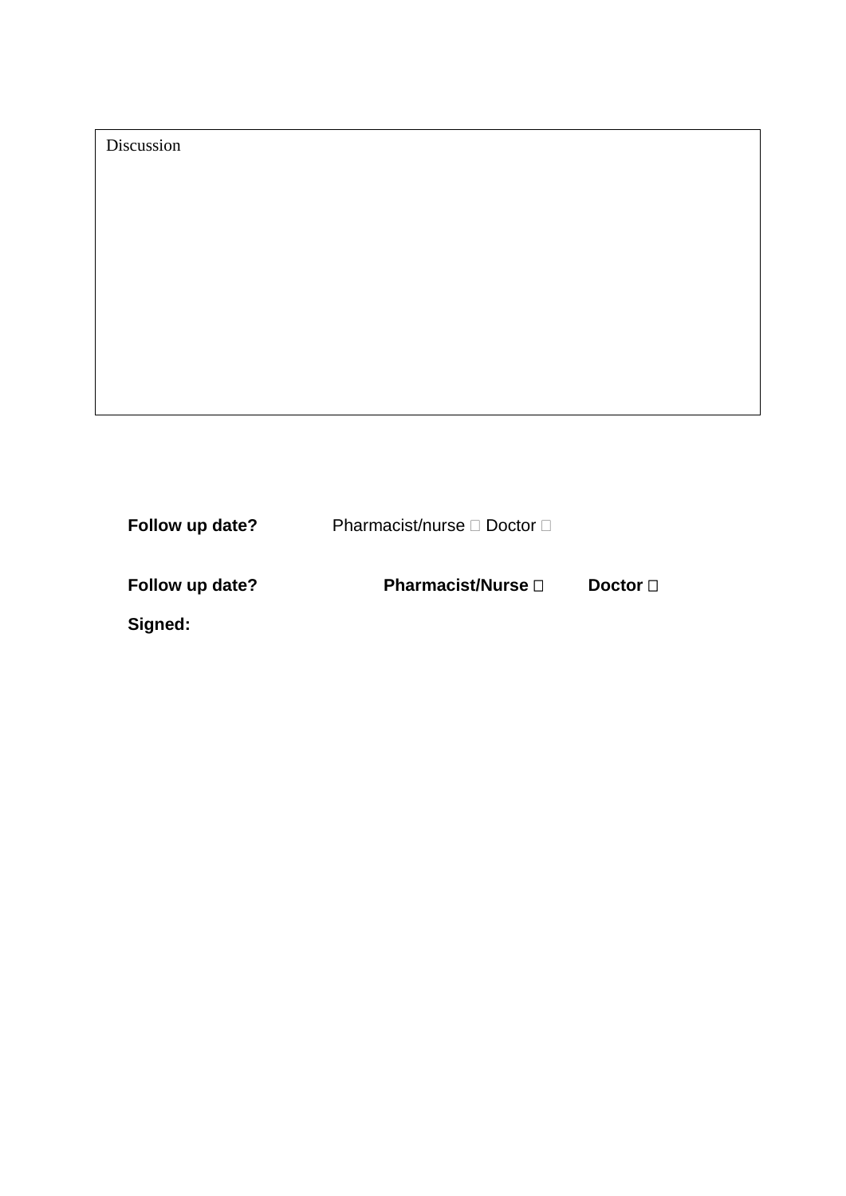| Discussion |
| --- |
| |

**Follow up date?** Pharmacist/nurse ☐ Doctor ☐

**Follow up date?** **Pharmacist/Nurse ☐** **Doctor ☐**

**Signed:**